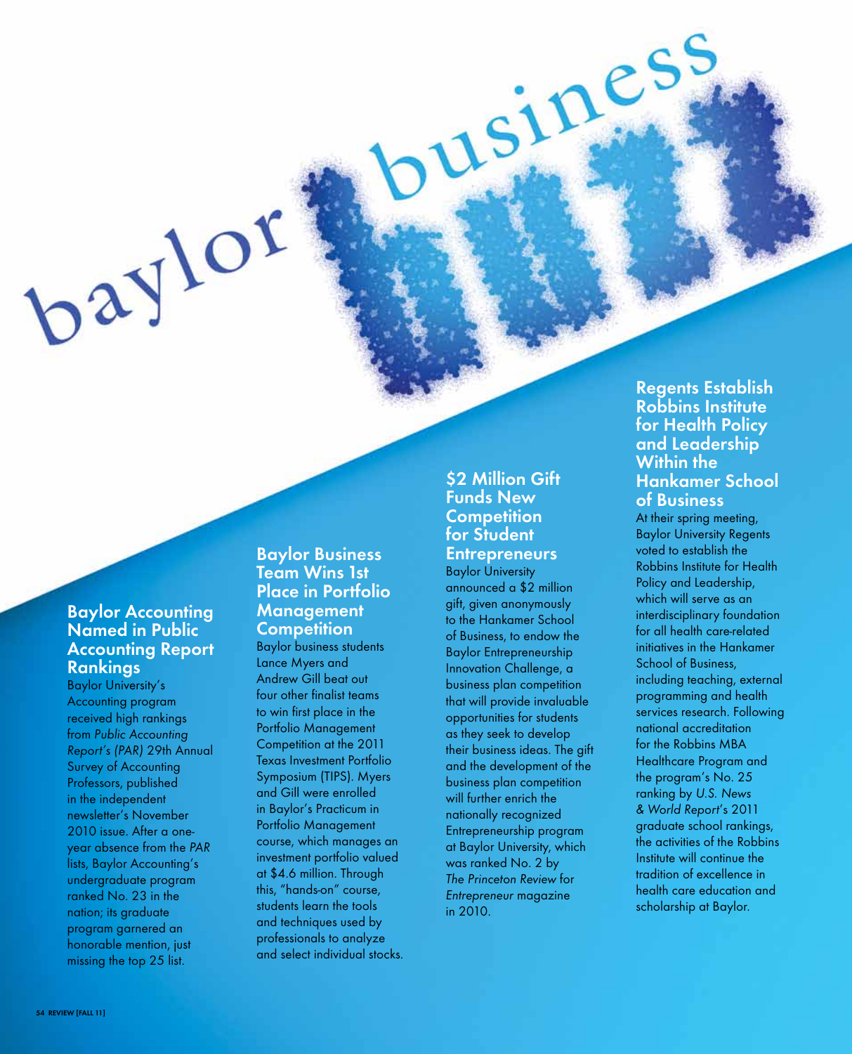# baylor business buzz

## Baylor Accounting Named in Public Accounting Report Rankings

Baylor University's Accounting program received high rankings from *Public Accounting Report's (PAR)* 29th Annual Survey of Accounting Professors, published in the independent newsletter's November 2010 issue. After a one-year absence from the *PAR* lists, Baylor Accounting's undergraduate program ranked No. 23 in the nation; its graduate program garnered an honorable mention, just missing the top 25 list.

## Baylor Business Team Wins 1st Place in Portfolio Management Competition

Baylor business students Lance Myers and Andrew Gill beat out four other finalist teams to win first place in the Portfolio Management Competition at the 2011 Texas Investment Portfolio Symposium (TIPS). Myers and Gill were enrolled in Baylor's Practicum in Portfolio Management course, which manages an investment portfolio valued at $4.6 million. Through this, "hands-on" course, students learn the tools and techniques used by professionals to analyze and select individual stocks.

## $2 Million Gift Funds New Competition for Student Entrepreneurs

Baylor University announced a $2 million gift, given anonymously to the Hankamer School of Business, to endow the Baylor Entrepreneurship Innovation Challenge, a business plan competition that will provide invaluable opportunities for students as they seek to develop their business ideas. The gift and the development of the business plan competition will further enrich the nationally recognized Entrepreneurship program at Baylor University, which was ranked No. 2 by *The Princeton Review* for *Entrepreneur* magazine in 2010.

## Regents Establish Robbins Institute for Health Policy and Leadership Within the Hankamer School of Business

At their spring meeting, Baylor University Regents voted to establish the Robbins Institute for Health Policy and Leadership, which will serve as an interdisciplinary foundation for all health care-related initiatives in the Hankamer School of Business, including teaching, external programming and health services research. Following national accreditation for the Robbins MBA Healthcare Program and the program's No. 25 ranking by *U.S. News & World Report*'s 2011 graduate school rankings, the activities of the Robbins Institute will continue the tradition of excellence in health care education and scholarship at Baylor.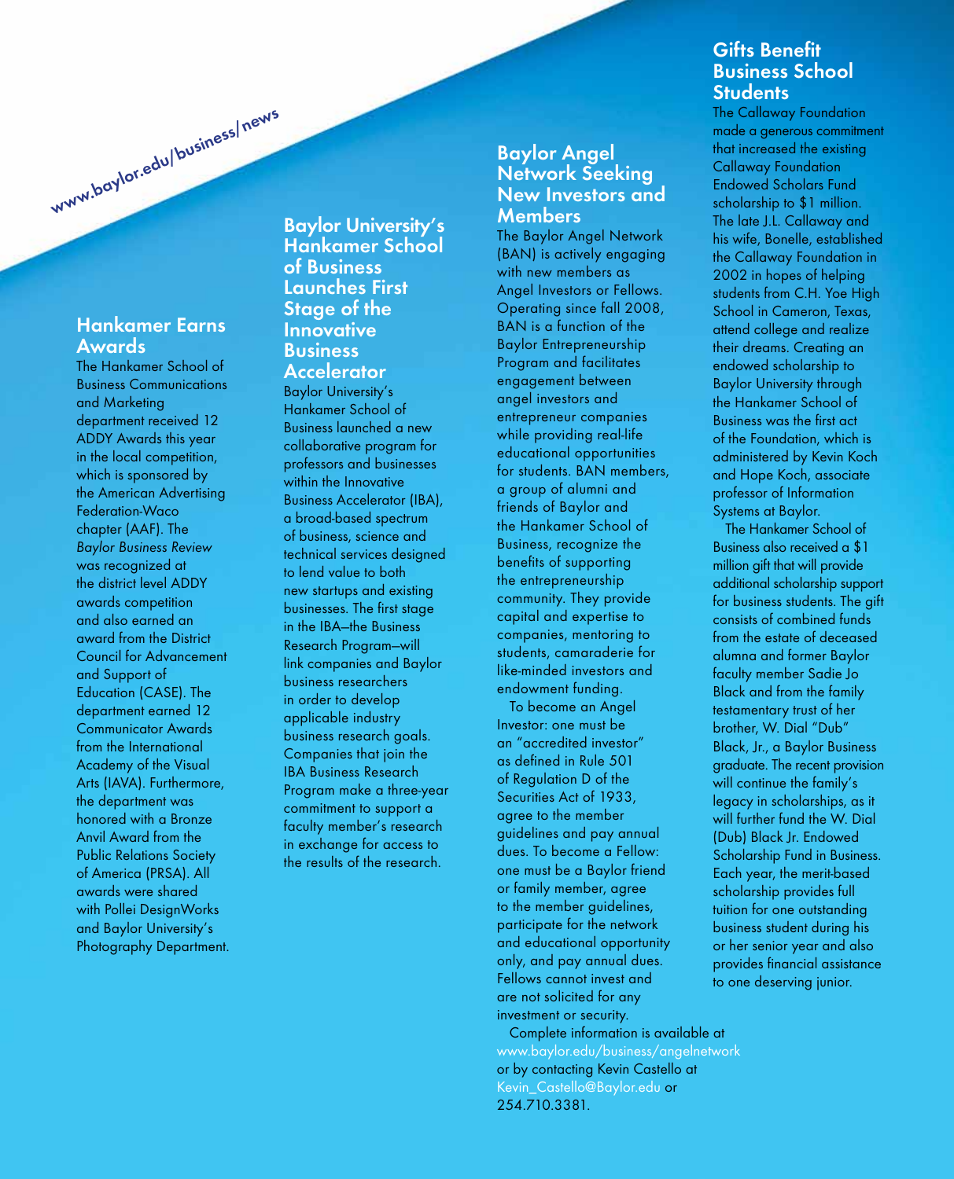www.baylor.edu/business/news

## Hankamer Earns Awards

The Hankamer School of Business Communications and Marketing department received 12 ADDY Awards this year in the local competition, which is sponsored by the American Advertising Federation-Waco chapter (AAF). The *Baylor Business Review* was recognized at the district level ADDY awards competition and also earned an award from the District Council for Advancement and Support of Education (CASE). The department earned 12 Communicator Awards from the International Academy of the Visual Arts (IAVA). Furthermore, the department was honored with a Bronze Anvil Award from the Public Relations Society of America (PRSA). All awards were shared with Pollei DesignWorks and Baylor University's Photography Department.

## Baylor University's Hankamer School of Business Launches First Stage of the Innovative Business Accelerator

Baylor University's Hankamer School of Business launched a new collaborative program for professors and businesses within the Innovative Business Accelerator (IBA), a broad-based spectrum of business, science and technical services designed to lend value to both new startups and existing businesses. The first stage in the IBA—the Business Research Program—will link companies and Baylor business researchers in order to develop applicable industry business research goals. Companies that join the IBA Business Research Program make a three-year commitment to support a faculty member's research in exchange for access to the results of the research.

## Baylor Angel Network Seeking New Investors and Members

The Baylor Angel Network (BAN) is actively engaging with new members as Angel Investors or Fellows. Operating since fall 2008, BAN is a function of the Baylor Entrepreneurship Program and facilitates engagement between angel investors and entrepreneur companies while providing real-life educational opportunities for students. BAN members, a group of alumni and friends of Baylor and the Hankamer School of Business, recognize the benefits of supporting the entrepreneurship community. They provide capital and expertise to companies, mentoring to students, camaraderie for like-minded investors and endowment funding.

To become an Angel Investor: one must be an "accredited investor" as defined in Rule 501 of Regulation D of the Securities Act of 1933, agree to the member guidelines and pay annual dues. To become a Fellow: one must be a Baylor friend or family member, agree to the member guidelines, participate for the network and educational opportunity only, and pay annual dues. Fellows cannot invest and are not solicited for any investment or security.

Complete information is available at www.baylor.edu/business/angelnetwork or by contacting Kevin Castello at Kevin_Castello@Baylor.edu or 254.710.3381.

## Gifts Benefit Business School Students

The Callaway Foundation made a generous commitment that increased the existing Callaway Foundation Endowed Scholars Fund scholarship to $1 million. The late J.L. Callaway and his wife, Bonelle, established the Callaway Foundation in 2002 in hopes of helping students from C.H. Yoe High School in Cameron, Texas, attend college and realize their dreams. Creating an endowed scholarship to Baylor University through the Hankamer School of Business was the first act of the Foundation, which is administered by Kevin Koch and Hope Koch, associate professor of Information Systems at Baylor.

The Hankamer School of Business also received a $1 million gift that will provide additional scholarship support for business students. The gift consists of combined funds from the estate of deceased alumna and former Baylor faculty member Sadie Jo Black and from the family testamentary trust of her brother, W. Dial "Dub" Black, Jr., a Baylor Business graduate. The recent provision will continue the family's legacy in scholarships, as it will further fund the W. Dial (Dub) Black Jr. Endowed Scholarship Fund in Business. Each year, the merit-based scholarship provides full tuition for one outstanding business student during his or her senior year and also provides financial assistance to one deserving junior.